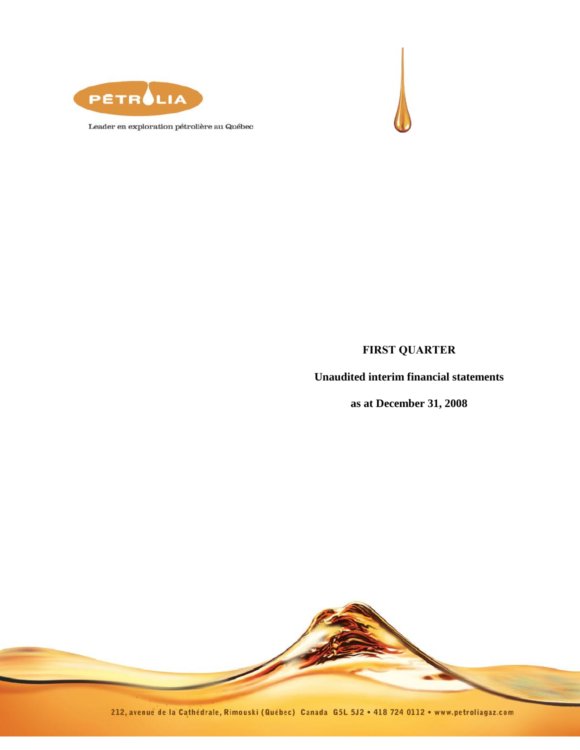PÉTROLIA

Leader en exploration pétrolière au Québec

**FIRST QUARTER**

**Unaudited interim financial statements**

**as at December 31, 2008**

212, avenue de la Cathédrale, Rimouski (Québec) Canada G5L 5J2 • 418 724 0112 • www.petroliagaz.com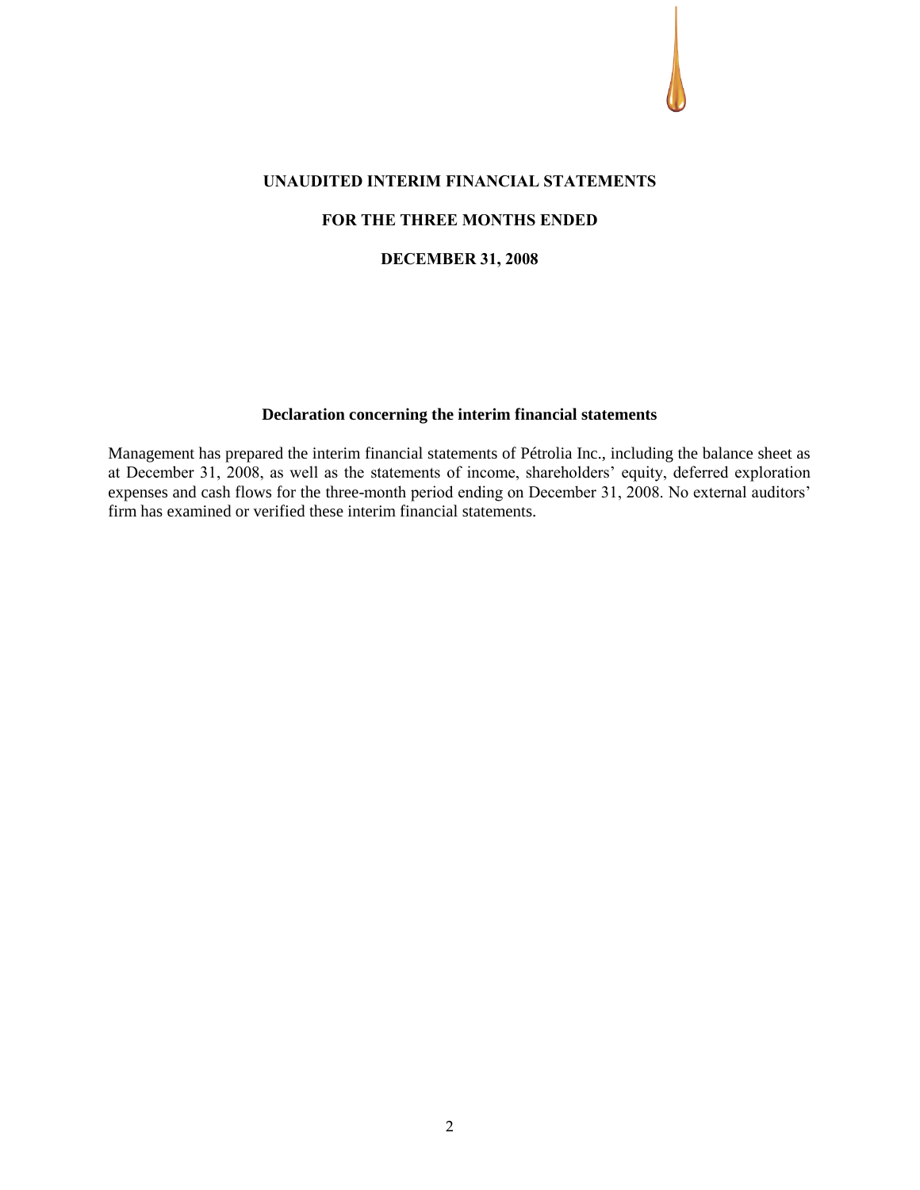# UNAUDITED INTERIM FINANCIAL STATEMENTS

# FOR THE THREE MONTHS ENDED

# DECEMBER 31, 2008

## Declaration concerning the interim financial statements

Management has prepared the interim financial statements of Pétrolia Inc., including the balance sheet as at December 31, 2008, as well as the statements of income, shareholders' equity, deferred exploration expenses and cash flows for the three-month period ending on December 31, 2008. No external auditors' firm has examined or verified these interim financial statements.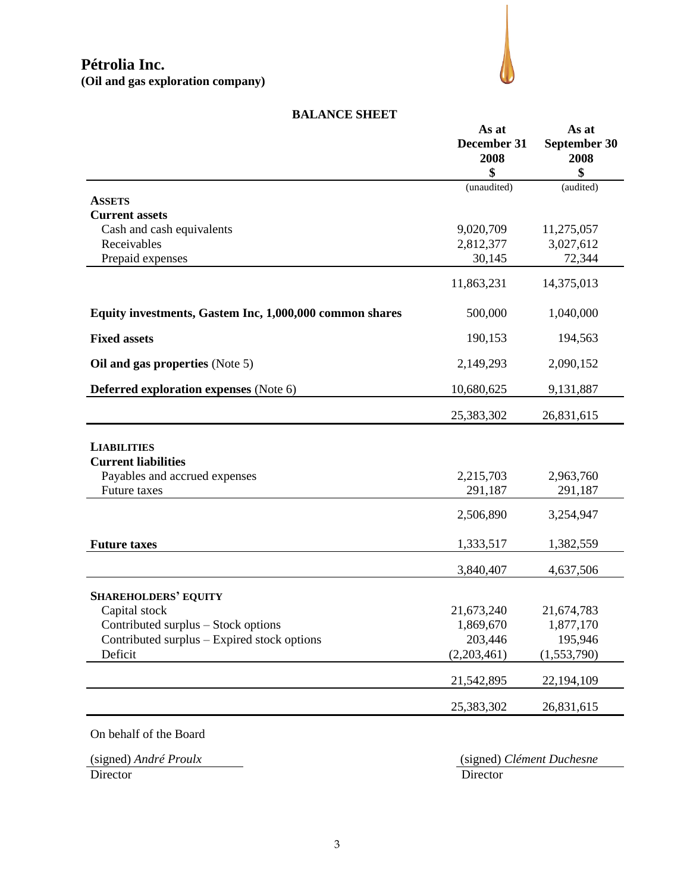# Pétrolia Inc.
**(Oil and gas exploration company)**

## BALANCE SHEET

| | As at December 31 2008 $ | As at September 30 2008 $ |
|---|---|---|
| | (unaudited) | (audited) |
| **ASSETS** | | |
| **Current assets** | | |
| Cash and cash equivalents | 9,020,709 | 11,275,057 |
| Receivables | 2,812,377 | 3,027,612 |
| Prepaid expenses | 30,145 | 72,344 |
| | 11,863,231 | 14,375,013 |
| **Equity investments, Gastem Inc, 1,000,000 common shares** | 500,000 | 1,040,000 |
| **Fixed assets** | 190,153 | 194,563 |
| **Oil and gas properties** (Note 5) | 2,149,293 | 2,090,152 |
| **Deferred exploration expenses** (Note 6) | 10,680,625 | 9,131,887 |
| | 25,383,302 | 26,831,615 |
| **LIABILITIES** | | |
| **Current liabilities** | | |
| Payables and accrued expenses | 2,215,703 | 2,963,760 |
| Future taxes | 291,187 | 291,187 |
| | 2,506,890 | 3,254,947 |
| **Future taxes** | 1,333,517 | 1,382,559 |
| | 3,840,407 | 4,637,506 |
| **SHAREHOLDERS' EQUITY** | | |
| Capital stock | 21,673,240 | 21,674,783 |
| Contributed surplus – Stock options | 1,869,670 | 1,877,170 |
| Contributed surplus – Expired stock options | 203,446 | 195,946 |
| Deficit | (2,203,461) | (1,553,790) |
| | 21,542,895 | 22,194,109 |
| | 25,383,302 | 26,831,615 |

On behalf of the Board

(signed) *André Proulx*
Director

(signed) *Clément Duchesne*
Director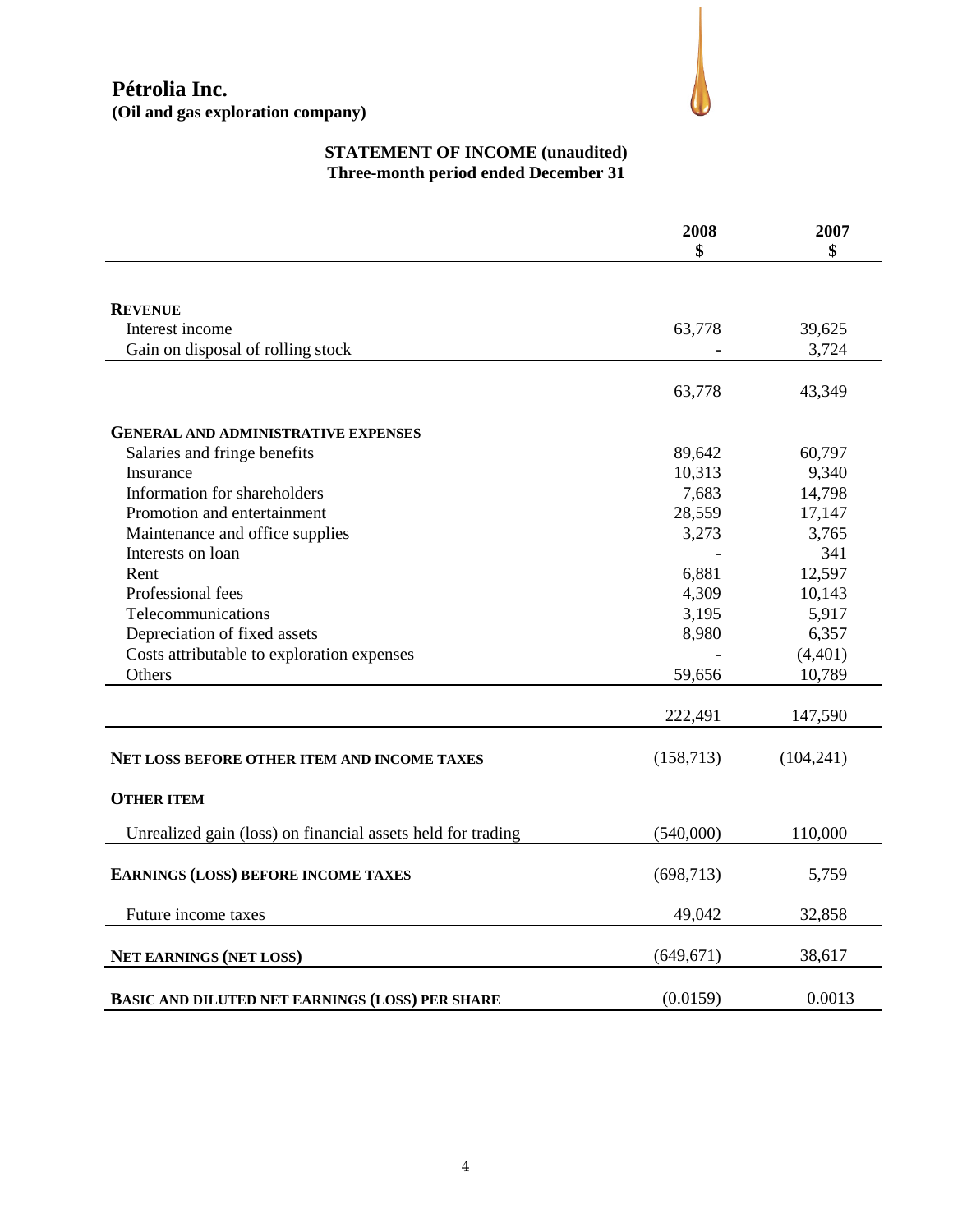**Pétrolia Inc.**
**(Oil and gas exploration company)**

## STATEMENT OF INCOME (unaudited)
### Three-month period ended December 31

| | 2008<br>$ | 2007<br>$ |
|---|---|---|
| **REVENUE** | | |
| Interest income | 63,778 | 39,625 |
| Gain on disposal of rolling stock | - | 3,724 |
| | 63,778 | 43,349 |
| **GENERAL AND ADMINISTRATIVE EXPENSES** | | |
| Salaries and fringe benefits | 89,642 | 60,797 |
| Insurance | 10,313 | 9,340 |
| Information for shareholders | 7,683 | 14,798 |
| Promotion and entertainment | 28,559 | 17,147 |
| Maintenance and office supplies | 3,273 | 3,765 |
| Interests on loan | - | 341 |
| Rent | 6,881 | 12,597 |
| Professional fees | 4,309 | 10,143 |
| Telecommunications | 3,195 | 5,917 |
| Depreciation of fixed assets | 8,980 | 6,357 |
| Costs attributable to exploration expenses | - | (4,401) |
| Others | 59,656 | 10,789 |
| | 222,491 | 147,590 |
| **NET LOSS BEFORE OTHER ITEM AND INCOME TAXES** | (158,713) | (104,241) |
| **OTHER ITEM** | | |
| Unrealized gain (loss) on financial assets held for trading | (540,000) | 110,000 |
| **EARNINGS (LOSS) BEFORE INCOME TAXES** | (698,713) | 5,759 |
| Future income taxes | 49,042 | 32,858 |
| **NET EARNINGS (NET LOSS)** | (649,671) | 38,617 |
| **BASIC AND DILUTED NET EARNINGS (LOSS) PER SHARE** | (0.0159) | 0.0013 |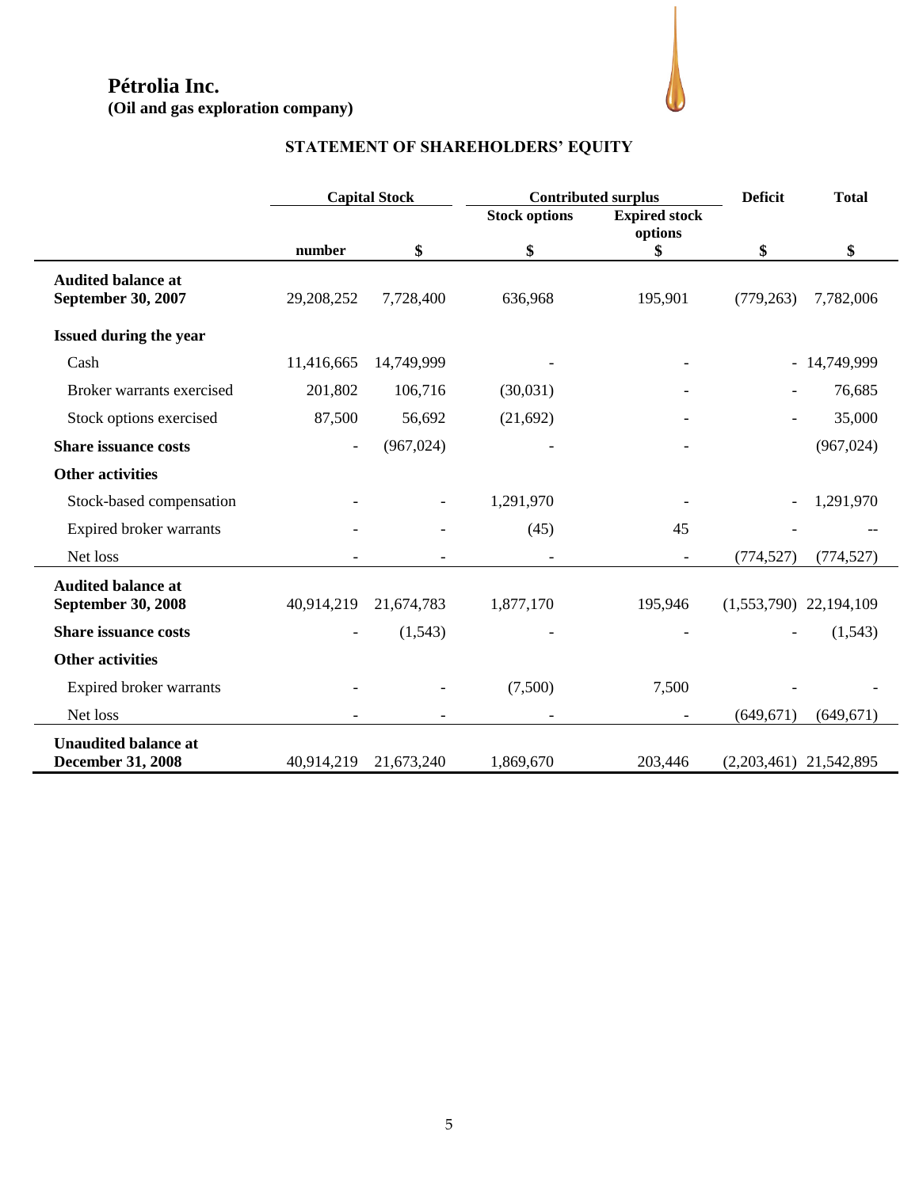# Pétrolia Inc.

**(Oil and gas exploration company)**

## STATEMENT OF SHAREHOLDERS' EQUITY

| | Capital Stock | | Contributed surplus | | Deficit | Total |
|---|---|---|---|---|---|---|
| | | | Stock options | Expired stock options | | |
| | number | $ | $ | $ | $ | $ |
| **Audited balance at September 30, 2007** | 29,208,252 | 7,728,400 | 636,968 | 195,901 | (779,263) | 7,782,006 |
| **Issued during the year** | | | | | | |
| Cash | 11,416,665 | 14,749,999 | - | - | - | 14,749,999 |
| Broker warrants exercised | 201,802 | 106,716 | (30,031) | - | - | 76,685 |
| Stock options exercised | 87,500 | 56,692 | (21,692) | - | - | 35,000 |
| **Share issuance costs** | - | (967,024) | - | - | | (967,024) |
| **Other activities** | | | | | | |
| Stock-based compensation | - | - | 1,291,970 | - | - | 1,291,970 |
| Expired broker warrants | - | - | (45) | 45 | - | -- |
| Net loss | - | - | - | - | (774,527) | (774,527) |
| **Audited balance at September 30, 2008** | 40,914,219 | 21,674,783 | 1,877,170 | 195,946 | (1,553,790) | 22,194,109 |
| **Share issuance costs** | - | (1,543) | - | - | - | (1,543) |
| **Other activities** | | | | | | |
| Expired broker warrants | - | - | (7,500) | 7,500 | - | - |
| Net loss | - | - | - | - | (649,671) | (649,671) |
| **Unaudited balance at December 31, 2008** | 40,914,219 | 21,673,240 | 1,869,670 | 203,446 | (2,203,461) | 21,542,895 |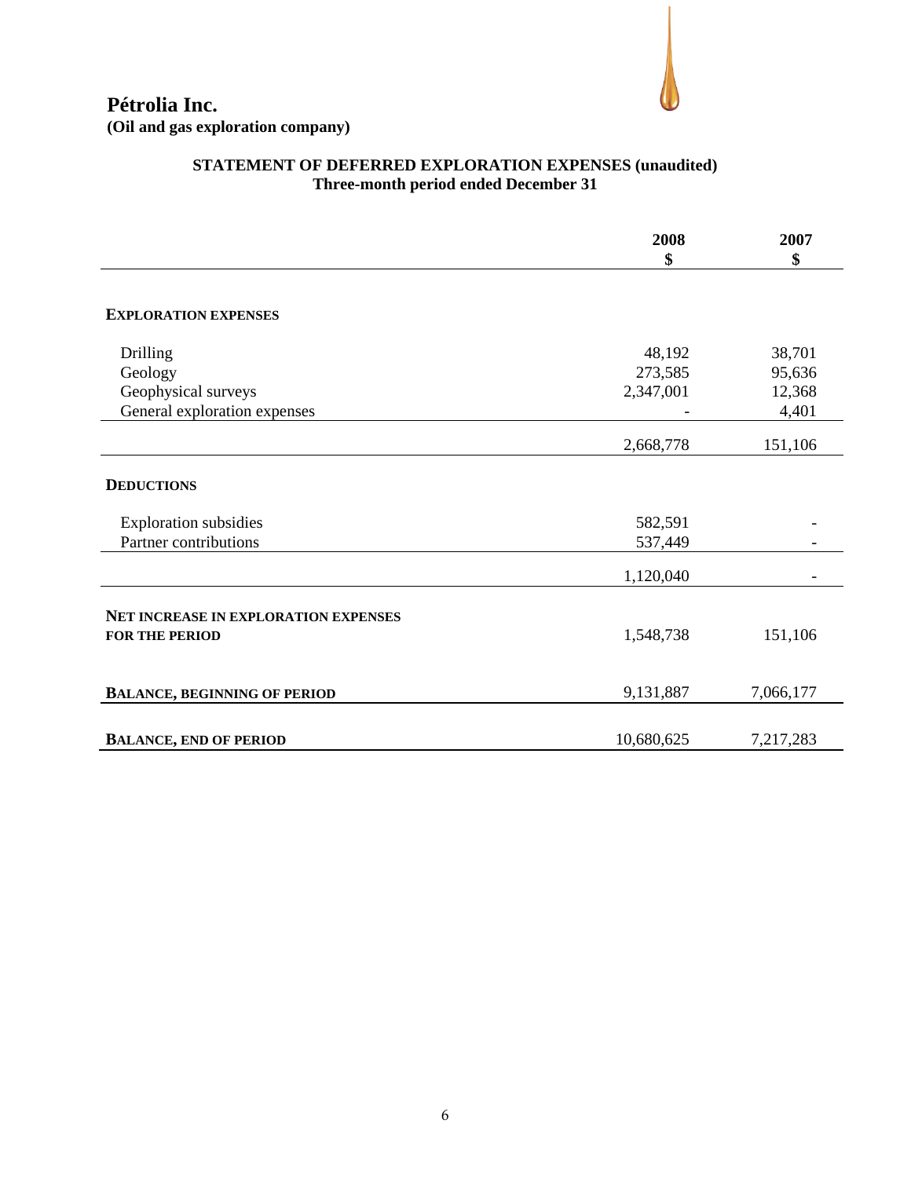**Pétrolia Inc.**
**(Oil and gas exploration company)**

## STATEMENT OF DEFERRED EXPLORATION EXPENSES (unaudited)
### Three-month period ended December 31

| | 2008<br>$ | 2007<br>$ |
|---|---|---|
| **EXPLORATION EXPENSES** | | |
| Drilling | 48,192 | 38,701 |
| Geology | 273,585 | 95,636 |
| Geophysical surveys | 2,347,001 | 12,368 |
| General exploration expenses | - | 4,401 |
| | 2,668,778 | 151,106 |
| **DEDUCTIONS** | | |
| Exploration subsidies | 582,591 | - |
| Partner contributions | 537,449 | - |
| | 1,120,040 | - |
| **NET INCREASE IN EXPLORATION EXPENSES FOR THE PERIOD** | 1,548,738 | 151,106 |
| **BALANCE, BEGINNING OF PERIOD** | 9,131,887 | 7,066,177 |
| **BALANCE, END OF PERIOD** | 10,680,625 | 7,217,283 |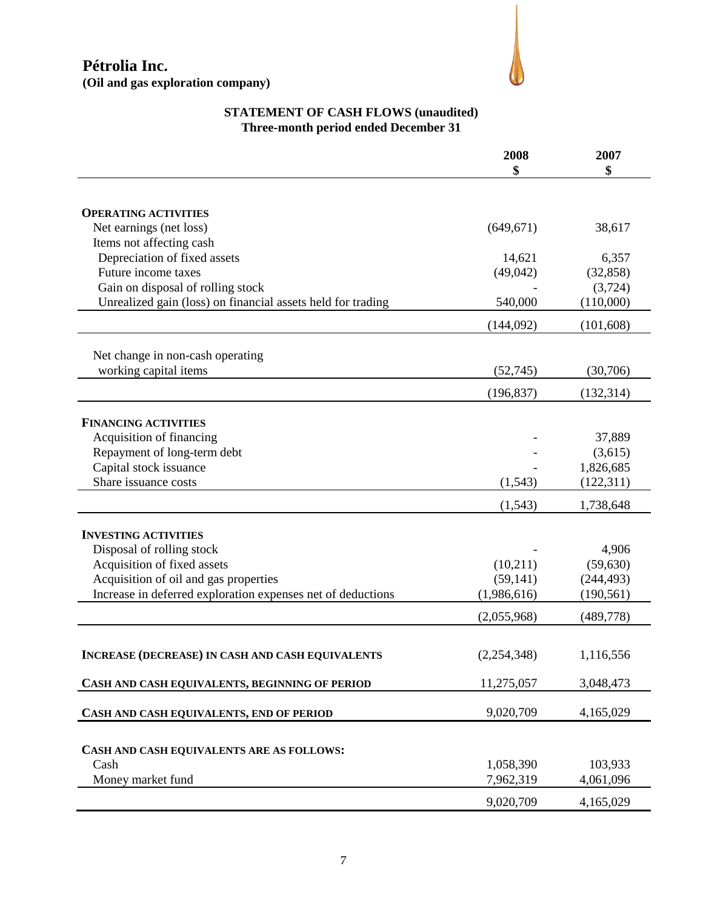# Pétrolia Inc.
**(Oil and gas exploration company)**

## STATEMENT OF CASH FLOWS (unaudited)
**Three-month period ended December 31**

| | 2008<br>$ | 2007<br>$ |
|---|---|---|
| **OPERATING ACTIVITIES** | | |
| Net earnings (net loss) | (649,671) | 38,617 |
| Items not affecting cash | | |
| Depreciation of fixed assets | 14,621 | 6,357 |
| Future income taxes | (49,042) | (32,858) |
| Gain on disposal of rolling stock | - | (3,724) |
| Unrealized gain (loss) on financial assets held for trading | 540,000 | (110,000) |
| | (144,092) | (101,608) |
| Net change in non-cash operating working capital items | (52,745) | (30,706) |
| | (196,837) | (132,314) |
| **FINANCING ACTIVITIES** | | |
| Acquisition of financing | - | 37,889 |
| Repayment of long-term debt | - | (3,615) |
| Capital stock issuance | - | 1,826,685 |
| Share issuance costs | (1,543) | (122,311) |
| | (1,543) | 1,738,648 |
| **INVESTING ACTIVITIES** | | |
| Disposal of rolling stock | - | 4,906 |
| Acquisition of fixed assets | (10,211) | (59,630) |
| Acquisition of oil and gas properties | (59,141) | (244,493) |
| Increase in deferred exploration expenses net of deductions | (1,986,616) | (190,561) |
| | (2,055,968) | (489,778) |
| **INCREASE (DECREASE) IN CASH AND CASH EQUIVALENTS** | (2,254,348) | 1,116,556 |
| **CASH AND CASH EQUIVALENTS, BEGINNING OF PERIOD** | 11,275,057 | 3,048,473 |
| **CASH AND CASH EQUIVALENTS, END OF PERIOD** | 9,020,709 | 4,165,029 |
| **CASH AND CASH EQUIVALENTS ARE AS FOLLOWS:** | | |
| Cash | 1,058,390 | 103,933 |
| Money market fund | 7,962,319 | 4,061,096 |
| | 9,020,709 | 4,165,029 |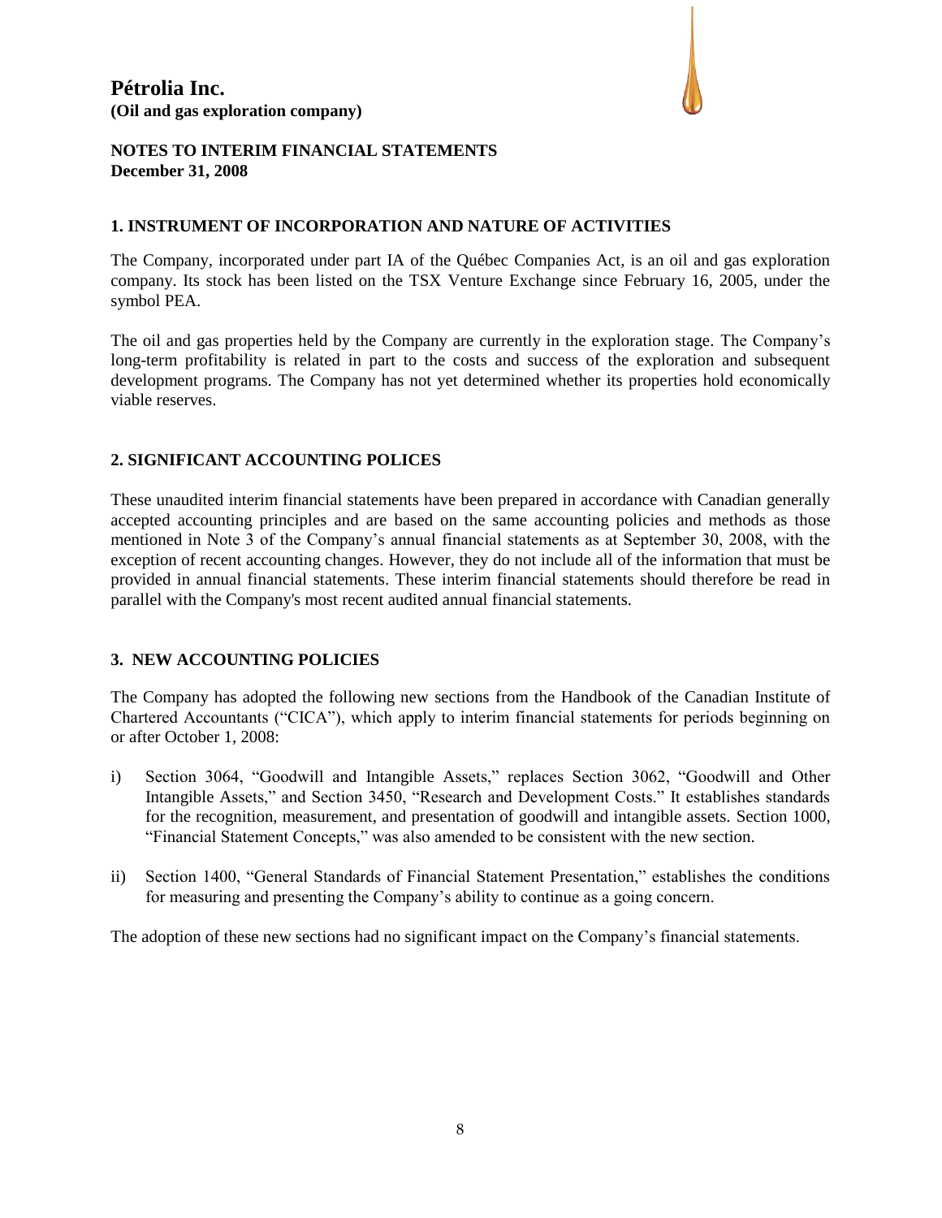**Pétrolia Inc.**
**(Oil and gas exploration company)**

**NOTES TO INTERIM FINANCIAL STATEMENTS**
**December 31, 2008**

## 1. INSTRUMENT OF INCORPORATION AND NATURE OF ACTIVITIES

The Company, incorporated under part IA of the Québec Companies Act, is an oil and gas exploration company. Its stock has been listed on the TSX Venture Exchange since February 16, 2005, under the symbol PEA.

The oil and gas properties held by the Company are currently in the exploration stage. The Company's long-term profitability is related in part to the costs and success of the exploration and subsequent development programs. The Company has not yet determined whether its properties hold economically viable reserves.

## 2. SIGNIFICANT ACCOUNTING POLICES

These unaudited interim financial statements have been prepared in accordance with Canadian generally accepted accounting principles and are based on the same accounting policies and methods as those mentioned in Note 3 of the Company's annual financial statements as at September 30, 2008, with the exception of recent accounting changes. However, they do not include all of the information that must be provided in annual financial statements. These interim financial statements should therefore be read in parallel with the Company's most recent audited annual financial statements.

## 3. NEW ACCOUNTING POLICIES

The Company has adopted the following new sections from the Handbook of the Canadian Institute of Chartered Accountants ("CICA"), which apply to interim financial statements for periods beginning on or after October 1, 2008:

i) Section 3064, "Goodwill and Intangible Assets," replaces Section 3062, "Goodwill and Other Intangible Assets," and Section 3450, "Research and Development Costs." It establishes standards for the recognition, measurement, and presentation of goodwill and intangible assets. Section 1000, "Financial Statement Concepts," was also amended to be consistent with the new section.

ii) Section 1400, "General Standards of Financial Statement Presentation," establishes the conditions for measuring and presenting the Company's ability to continue as a going concern.

The adoption of these new sections had no significant impact on the Company's financial statements.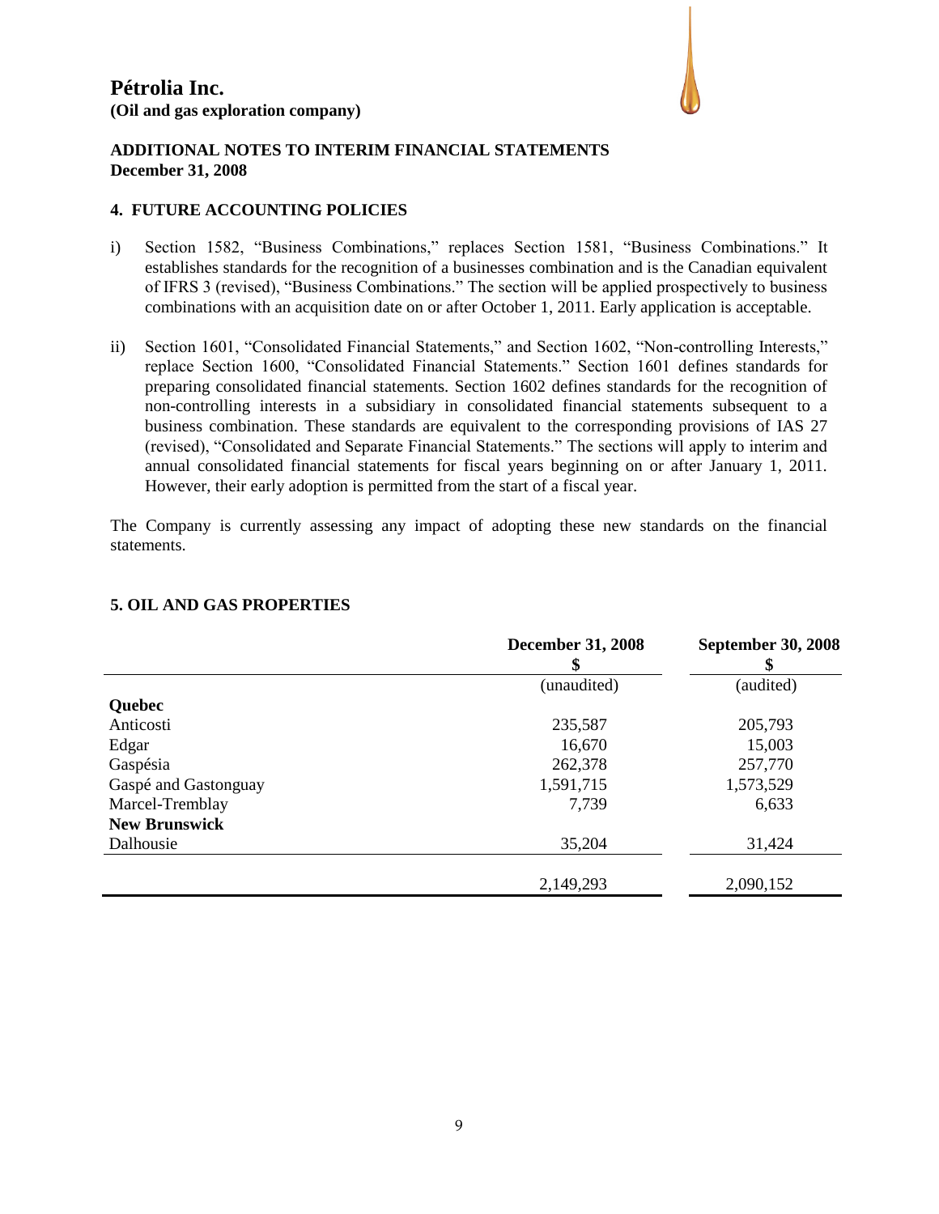**Pétrolia Inc.**
**(Oil and gas exploration company)**

**ADDITIONAL NOTES TO INTERIM FINANCIAL STATEMENTS**
**December 31, 2008**

## 4. FUTURE ACCOUNTING POLICIES

i) Section 1582, "Business Combinations," replaces Section 1581, "Business Combinations." It establishes standards for the recognition of a businesses combination and is the Canadian equivalent of IFRS 3 (revised), "Business Combinations." The section will be applied prospectively to business combinations with an acquisition date on or after October 1, 2011. Early application is acceptable.

ii) Section 1601, "Consolidated Financial Statements," and Section 1602, "Non-controlling Interests," replace Section 1600, "Consolidated Financial Statements." Section 1601 defines standards for preparing consolidated financial statements. Section 1602 defines standards for the recognition of non-controlling interests in a subsidiary in consolidated financial statements subsequent to a business combination. These standards are equivalent to the corresponding provisions of IAS 27 (revised), "Consolidated and Separate Financial Statements." The sections will apply to interim and annual consolidated financial statements for fiscal years beginning on or after January 1, 2011. However, their early adoption is permitted from the start of a fiscal year.

The Company is currently assessing any impact of adopting these new standards on the financial statements.

## 5. OIL AND GAS PROPERTIES

| | December 31, 2008 $ | September 30, 2008 $ |
|---|---|---|
| | (unaudited) | (audited) |
| **Quebec** | | |
| Anticosti | 235,587 | 205,793 |
| Edgar | 16,670 | 15,003 |
| Gaspésia | 262,378 | 257,770 |
| Gaspé and Gastonguay | 1,591,715 | 1,573,529 |
| Marcel-Tremblay | 7,739 | 6,633 |
| **New Brunswick** | | |
| Dalhousie | 35,204 | 31,424 |
| | 2,149,293 | 2,090,152 |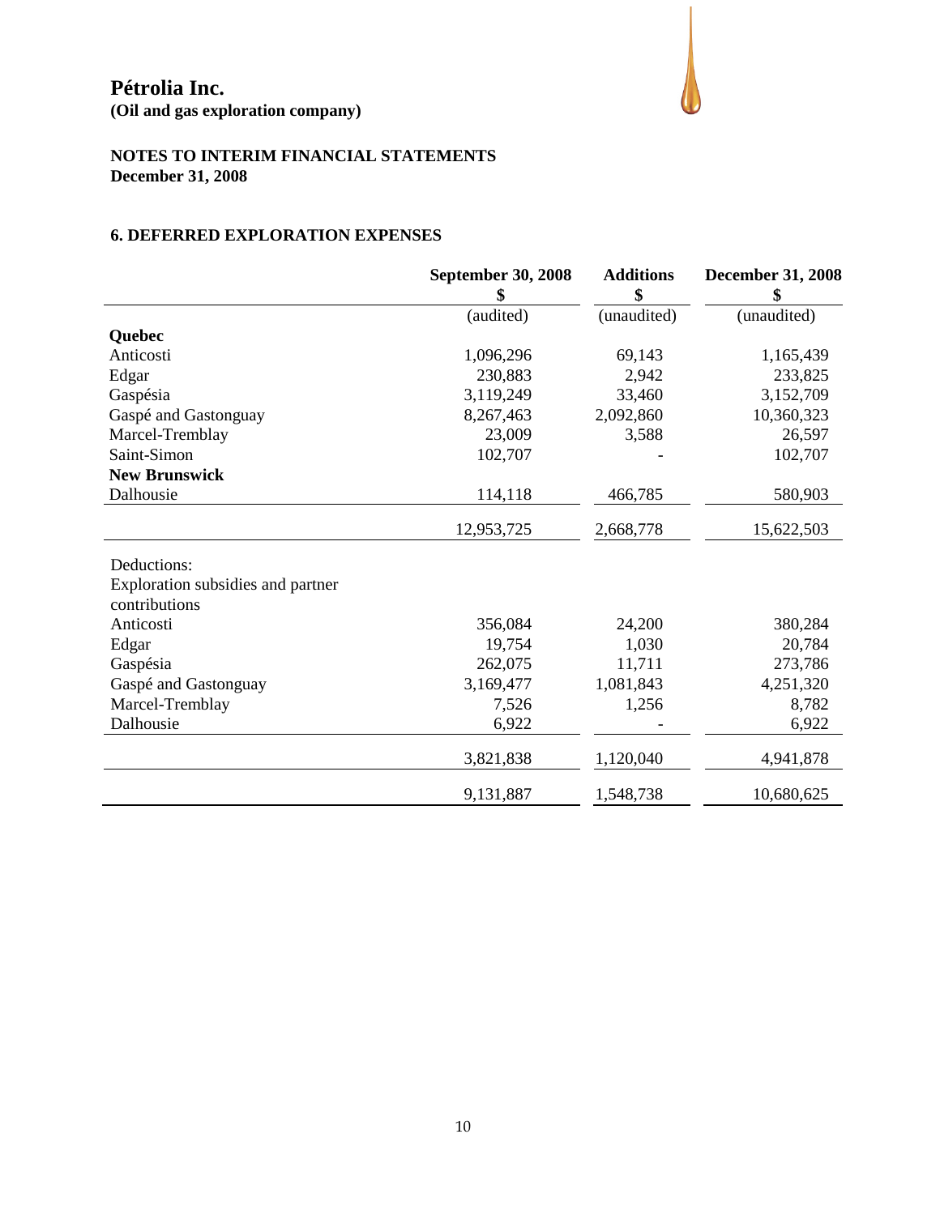**Pétrolia Inc.**
**(Oil and gas exploration company)**

**NOTES TO INTERIM FINANCIAL STATEMENTS**
**December 31, 2008**

## 6. DEFERRED EXPLORATION EXPENSES

| | September 30, 2008<br>$ | Additions<br>$ | December 31, 2008<br>$ |
|---|---|---|---|
| | (audited) | (unaudited) | (unaudited) |
| **Quebec** | | | |
| Anticosti | 1,096,296 | 69,143 | 1,165,439 |
| Edgar | 230,883 | 2,942 | 233,825 |
| Gaspésia | 3,119,249 | 33,460 | 3,152,709 |
| Gaspé and Gastonguay | 8,267,463 | 2,092,860 | 10,360,323 |
| Marcel-Tremblay | 23,009 | 3,588 | 26,597 |
| Saint-Simon | 102,707 | - | 102,707 |
| **New Brunswick** | | | |
| Dalhousie | 114,118 | 466,785 | 580,903 |
| | 12,953,725 | 2,668,778 | 15,622,503 |
| Deductions: | | | |
| Exploration subsidies and partner contributions | | | |
| Anticosti | 356,084 | 24,200 | 380,284 |
| Edgar | 19,754 | 1,030 | 20,784 |
| Gaspésia | 262,075 | 11,711 | 273,786 |
| Gaspé and Gastonguay | 3,169,477 | 1,081,843 | 4,251,320 |
| Marcel-Tremblay | 7,526 | 1,256 | 8,782 |
| Dalhousie | 6,922 | - | 6,922 |
| | 3,821,838 | 1,120,040 | 4,941,878 |
| | 9,131,887 | 1,548,738 | 10,680,625 |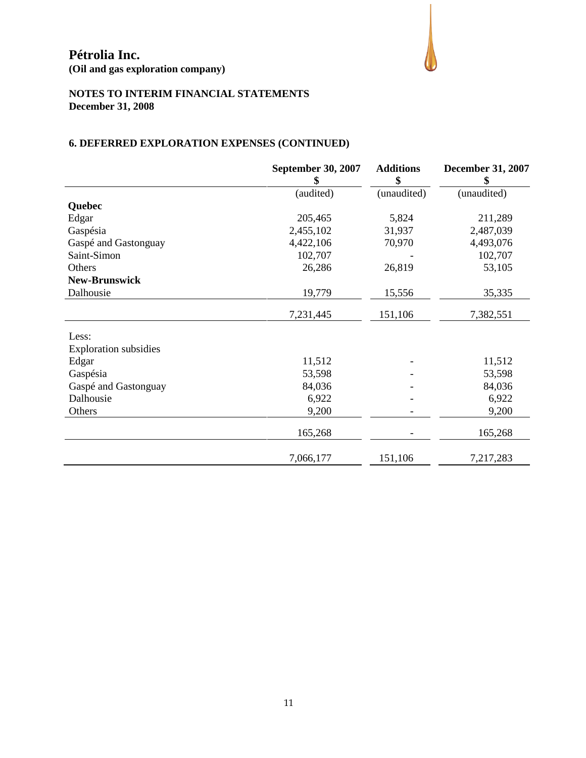# Pétrolia Inc.
**(Oil and gas exploration company)**

**NOTES TO INTERIM FINANCIAL STATEMENTS**
**December 31, 2008**

## 6. DEFERRED EXPLORATION EXPENSES (CONTINUED)

| | September 30, 2007<br>$ | Additions<br>$ | December 31, 2007<br>$ |
|---|---|---|---|
| | (audited) | (unaudited) | (unaudited) |
| **Quebec** | | | |
| Edgar | 205,465 | 5,824 | 211,289 |
| Gaspésia | 2,455,102 | 31,937 | 2,487,039 |
| Gaspé and Gastonguay | 4,422,106 | 70,970 | 4,493,076 |
| Saint-Simon | 102,707 | - | 102,707 |
| Others | 26,286 | 26,819 | 53,105 |
| **New-Brunswick** | | | |
| Dalhousie | 19,779 | 15,556 | 35,335 |
| | 7,231,445 | 151,106 | 7,382,551 |
| Less: | | | |
| Exploration subsidies | | | |
| Edgar | 11,512 | - | 11,512 |
| Gaspésia | 53,598 | - | 53,598 |
| Gaspé and Gastonguay | 84,036 | - | 84,036 |
| Dalhousie | 6,922 | - | 6,922 |
| Others | 9,200 | - | 9,200 |
| | 165,268 | - | 165,268 |
| | 7,066,177 | 151,106 | 7,217,283 |